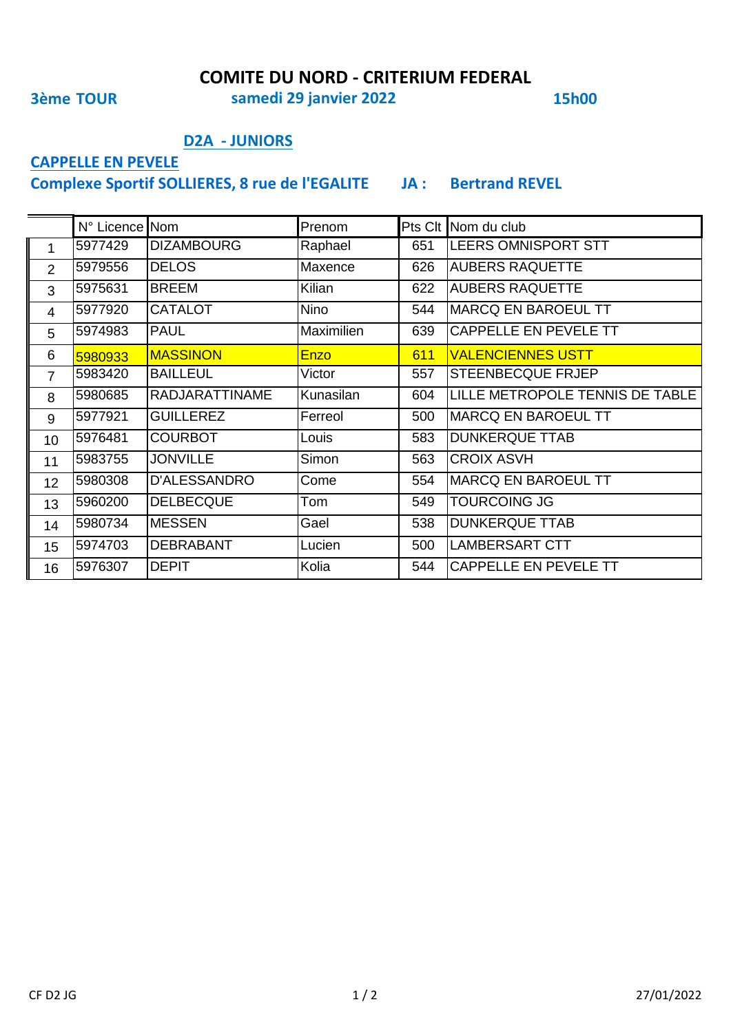# COMITE DU NORD - CRITERIUM FEDERAL

**3ème TOUR** **samedi 29 janvier 2022** **15h00**

## D2A - JUNIORS

**CAPPELLE EN PEVELE**

**Complexe Sportif SOLLIERES, 8 rue de l'EGALITE** **JA : Bertrand REVEL**

| | N° Licence | Nom | Prenom | Pts Clt | Nom du club |
|---|---|---|---|---|---|
| 1 | 5977429 | DIZAMBOURG | Raphael | 651 | LEERS OMNISPORT STT |
| 2 | 5979556 | DELOS | Maxence | 626 | AUBERS RAQUETTE |
| 3 | 5975631 | BREEM | Kilian | 622 | AUBERS RAQUETTE |
| 4 | 5977920 | CATALOT | Nino | 544 | MARCQ EN BAROEUL TT |
| 5 | 5974983 | PAUL | Maximilien | 639 | CAPPELLE EN PEVELE TT |
| 6 | 5980933 | MASSINON | Enzo | 611 | VALENCIENNES USTT |
| 7 | 5983420 | BAILLEUL | Victor | 557 | STEENBECQUE FRJEP |
| 8 | 5980685 | RADJARATTINAME | Kunasilan | 604 | LILLE METROPOLE TENNIS DE TABLE |
| 9 | 5977921 | GUILLEREZ | Ferreol | 500 | MARCQ EN BAROEUL TT |
| 10 | 5976481 | COURBOT | Louis | 583 | DUNKERQUE TTAB |
| 11 | 5983755 | JONVILLE | Simon | 563 | CROIX ASVH |
| 12 | 5980308 | D'ALESSANDRO | Come | 554 | MARCQ EN BAROEUL TT |
| 13 | 5960200 | DELBECQUE | Tom | 549 | TOURCOING JG |
| 14 | 5980734 | MESSEN | Gael | 538 | DUNKERQUE TTAB |
| 15 | 5974703 | DEBRABANT | Lucien | 500 | LAMBERSART CTT |
| 16 | 5976307 | DEPIT | Kolia | 544 | CAPPELLE EN PEVELE TT |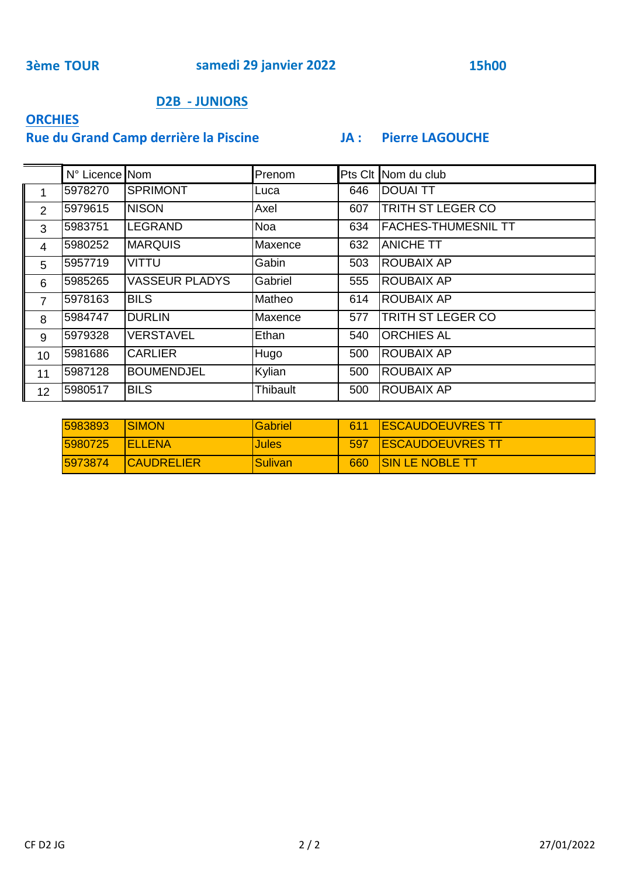**3ème TOUR** **samedi 29 janvier 2022** **15h00**

## D2B - JUNIORS

**ORCHIES**

**Rue du Grand Camp derrière la Piscine** **JA : Pierre LAGOUCHE**

| | N° Licence | Nom | Prenom | Pts Clt | Nom du club |
|---|---|---|---|---|---|
| 1 | 5978270 | SPRIMONT | Luca | 646 | DOUAI TT |
| 2 | 5979615 | NISON | Axel | 607 | TRITH ST LEGER CO |
| 3 | 5983751 | LEGRAND | Noa | 634 | FACHES-THUMESNIL TT |
| 4 | 5980252 | MARQUIS | Maxence | 632 | ANICHE TT |
| 5 | 5957719 | VITTU | Gabin | 503 | ROUBAIX AP |
| 6 | 5985265 | VASSEUR PLADYS | Gabriel | 555 | ROUBAIX AP |
| 7 | 5978163 | BILS | Matheo | 614 | ROUBAIX AP |
| 8 | 5984747 | DURLIN | Maxence | 577 | TRITH ST LEGER CO |
| 9 | 5979328 | VERSTAVEL | Ethan | 540 | ORCHIES AL |
| 10 | 5981686 | CARLIER | Hugo | 500 | ROUBAIX AP |
| 11 | 5987128 | BOUMENDJEL | Kylian | 500 | ROUBAIX AP |
| 12 | 5980517 | BILS | Thibault | 500 | ROUBAIX AP |

| | | | | |
|---|---|---|---|---|
| 5983893 | SIMON | Gabriel | 611 | ESCAUDOEUVRES TT |
| 5980725 | ELLENA | Jules | 597 | ESCAUDOEUVRES TT |
| 5973874 | CAUDRELIER | Sulivan | 660 | SIN LE NOBLE TT |